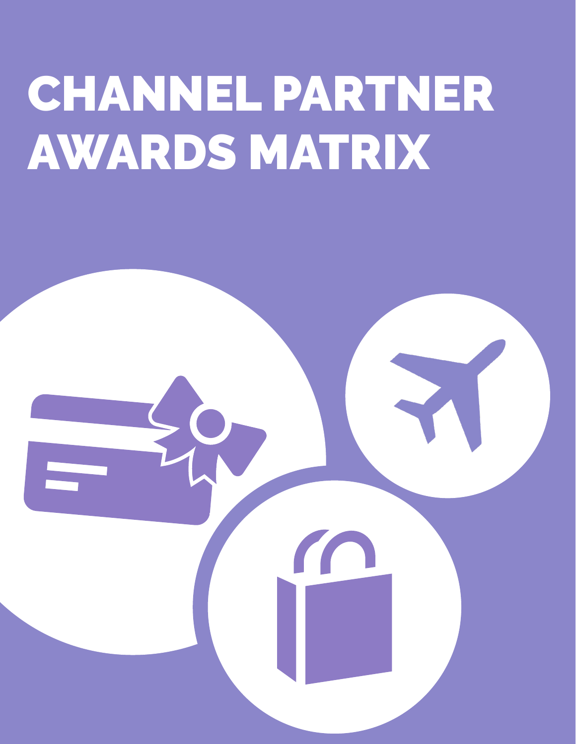# CHANNEL PARTNER AWARDS MATRIX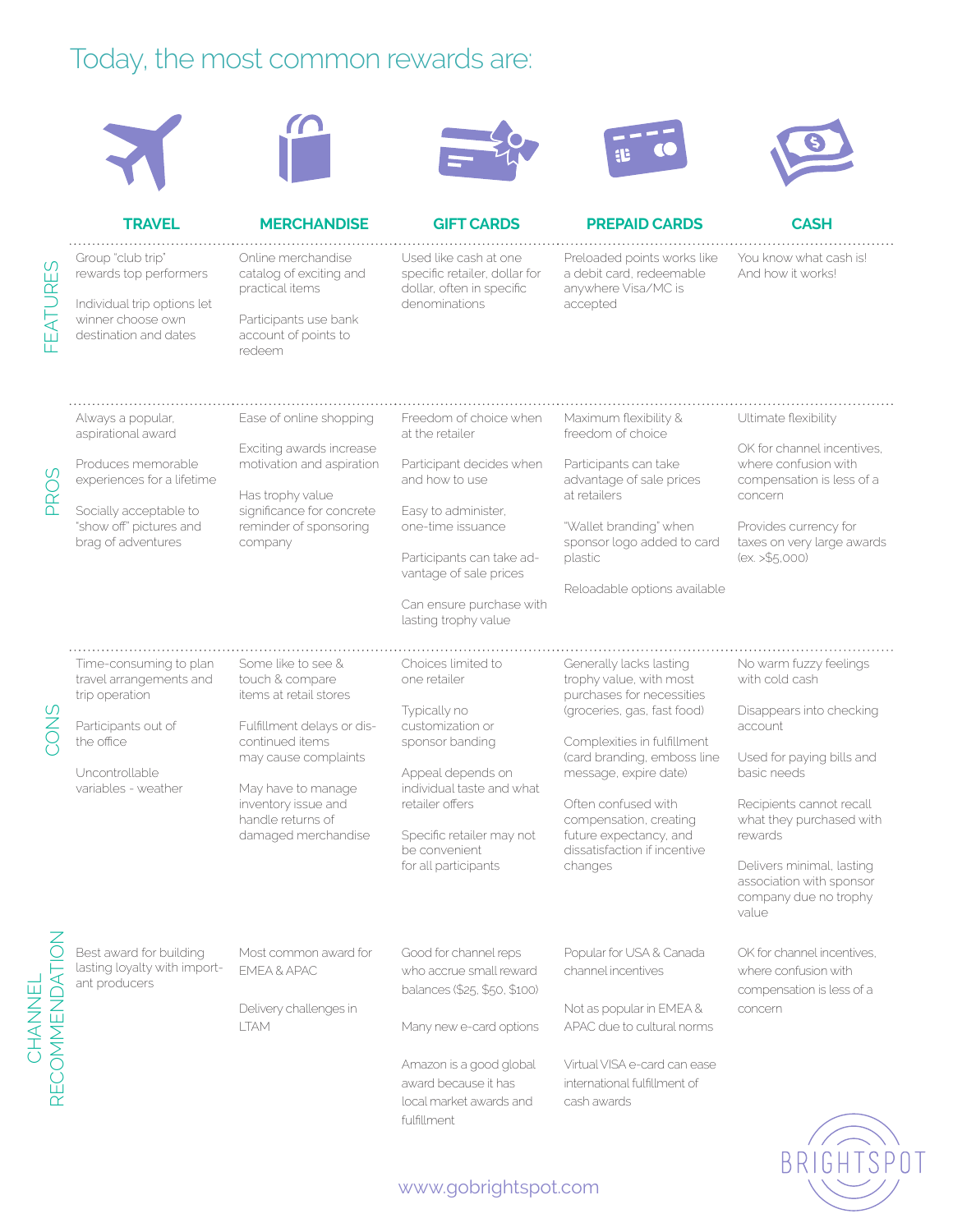# Today, the most common rewards are:

| | TRAVEL | MERCHANDISE | GIFT CARDS | PREPAID CARDS | CASH |
|---|---|---|---|---|---|
| FEATURES | Group "club trip" rewards top performers<br><br>Individual trip options let winner choose own destination and dates | Online merchandise catalog of exciting and practical items<br><br>Participants use bank account of points to redeem | Used like cash at one specific retailer, dollar for dollar, often in specific denominations | Preloaded points works like a debit card, redeemable anywhere Visa/MC is accepted | You know what cash is! And how it works! |
| PROS | Always a popular, aspirational award<br><br>Produces memorable experiences for a lifetime<br><br>Socially acceptable to "show off" pictures and brag of adventures | Ease of online shopping<br><br>Exciting awards increase motivation and aspiration<br><br>Has trophy value significance for concrete reminder of sponsoring company | Freedom of choice when at the retailer<br><br>Participant decides when and how to use<br><br>Easy to administer, one-time issuance<br><br>Participants can take advantage of sale prices<br><br>Can ensure purchase with lasting trophy value | Maximum flexibility & freedom of choice<br><br>Participants can take advantage of sale prices at retailers<br><br>"Wallet branding" when sponsor logo added to card plastic<br><br>Reloadable options available | Ultimate flexibility<br><br>OK for channel incentives, where confusion with compensation is less of a concern<br><br>Provides currency for taxes on very large awards (ex. >$5,000) |
| CONS | Time-consuming to plan travel arrangements and trip operation<br><br>Participants out of the office<br><br>Uncontrollable variables - weather | Some like to see & touch & compare items at retail stores<br><br>Fulfillment delays or discontinued items may cause complaints<br><br>May have to manage inventory issue and handle returns of damaged merchandise | Choices limited to one retailer<br><br>Typically no customization or sponsor banding<br><br>Appeal depends on individual taste and what retailer offers<br><br>Specific retailer may not be convenient for all participants | Generally lacks lasting trophy value, with most purchases for necessities (groceries, gas, fast food)<br><br>Complexities in fulfillment (card branding, emboss line message, expire date)<br><br>Often confused with compensation, creating future expectancy, and dissatisfaction if incentive changes | No warm fuzzy feelings with cold cash<br><br>Disappears into checking account<br><br>Used for paying bills and basic needs<br><br>Recipients cannot recall what they purchased with rewards<br><br>Delivers minimal, lasting association with sponsor company due no trophy value |
| CHANNEL RECOMMENDATION | Best award for building lasting loyalty with important producers | Most common award for EMEA & APAC<br><br>Delivery challenges in LTAM | Good for channel reps who accrue small reward balances ($25, $50, $100)<br><br>Many new e-card options<br><br>Amazon is a good global award because it has local market awards and fulfillment | Popular for USA & Canada channel incentives<br><br>Not as popular in EMEA & APAC due to cultural norms<br><br>Virtual VISA e-card can ease international fulfillment of cash awards | OK for channel incentives, where confusion with compensation is less of a concern |

BRIGHTSPOT

www.gobrightspot.com